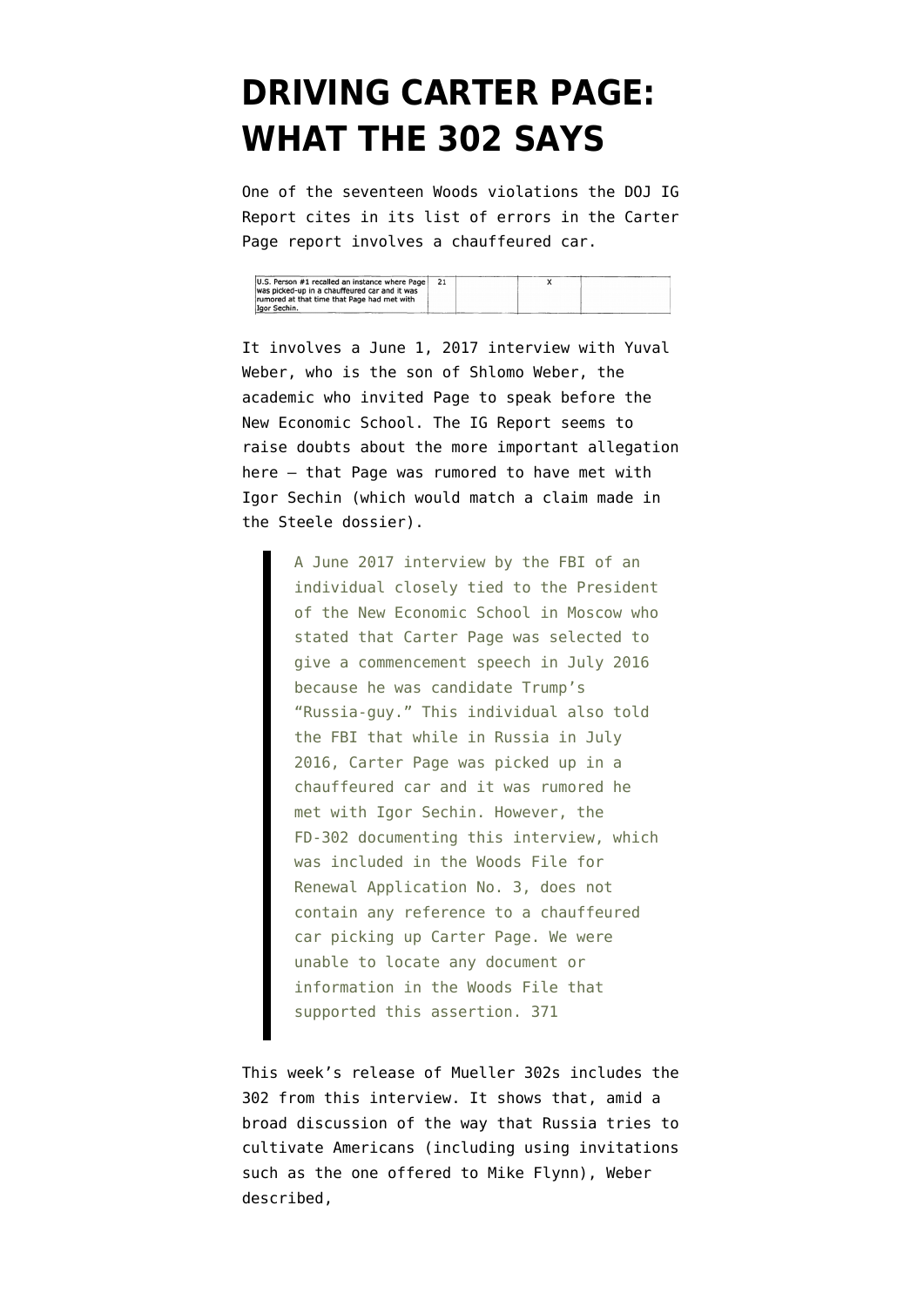# DRIVING CARTER PAGE: WHAT THE 302 SAYS

One of the seventeen Woods violations the DOJ IG Report cites in its list of errors in the Carter Page report involves a chauffeured car.

| U.S. Person #1 recalled an instance where Page was picked-up in a chauffeured car and it was rumored at that time that Page had met with Igor Sechin. | 21 | | X | |
|---|---|---|---|---|

It involves a June 1, 2017 interview with Yuval Weber, who is the son of Shlomo Weber, the academic who invited Page to speak before the New Economic School. The IG Report seems to raise doubts about the more important allegation here — that Page was rumored to have met with Igor Sechin (which would match a claim made in the Steele dossier).

> A June 2017 interview by the FBI of an individual closely tied to the President of the New Economic School in Moscow who stated that Carter Page was selected to give a commencement speech in July 2016 because he was candidate Trump's "Russia-guy." This individual also told the FBI that while in Russia in July 2016, Carter Page was picked up in a chauffeured car and it was rumored he met with Igor Sechin. However, the FD-302 documenting this interview, which was included in the Woods File for Renewal Application No. 3, does not contain any reference to a chauffeured car picking up Carter Page. We were unable to locate any document or information in the Woods File that supported this assertion. 371

This week's release of Mueller 302s includes the 302 from this interview. It shows that, amid a broad discussion of the way that Russia tries to cultivate Americans (including using invitations such as the one offered to Mike Flynn), Weber described,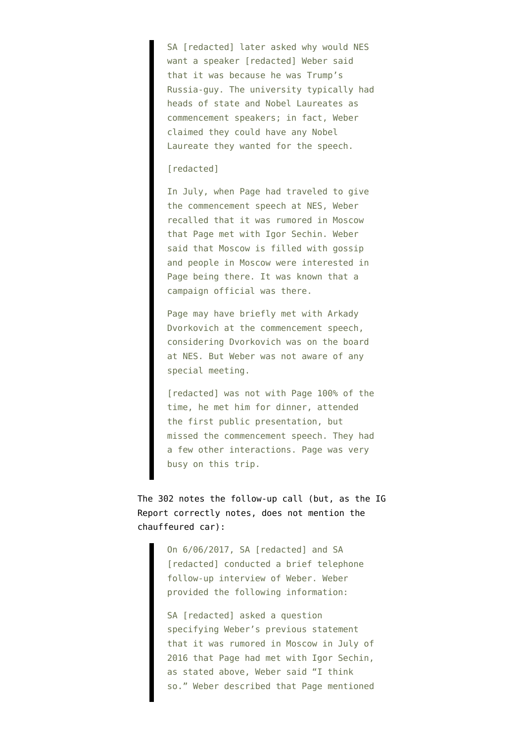> SA [redacted] later asked why would NES want a speaker [redacted] Weber said that it was because he was Trump's Russia-guy. The university typically had heads of state and Nobel Laureates as commencement speakers; in fact, Weber claimed they could have any Nobel Laureate they wanted for the speech.
>
> [redacted]
>
> In July, when Page had traveled to give the commencement speech at NES, Weber recalled that it was rumored in Moscow that Page met with Igor Sechin. Weber said that Moscow is filled with gossip and people in Moscow were interested in Page being there. It was known that a campaign official was there.
>
> Page may have briefly met with Arkady Dvorkovich at the commencement speech, considering Dvorkovich was on the board at NES. But Weber was not aware of any special meeting.
>
> [redacted] was not with Page 100% of the time, he met him for dinner, attended the first public presentation, but missed the commencement speech. They had a few other interactions. Page was very busy on this trip.

The 302 notes the follow-up call (but, as the IG Report correctly notes, does not mention the chauffeured car):

> On 6/06/2017, SA [redacted] and SA [redacted] conducted a brief telephone follow-up interview of Weber. Weber provided the following information:
>
> SA [redacted] asked a question specifying Weber's previous statement that it was rumored in Moscow in July of 2016 that Page had met with Igor Sechin, as stated above, Weber said "I think so." Weber described that Page mentioned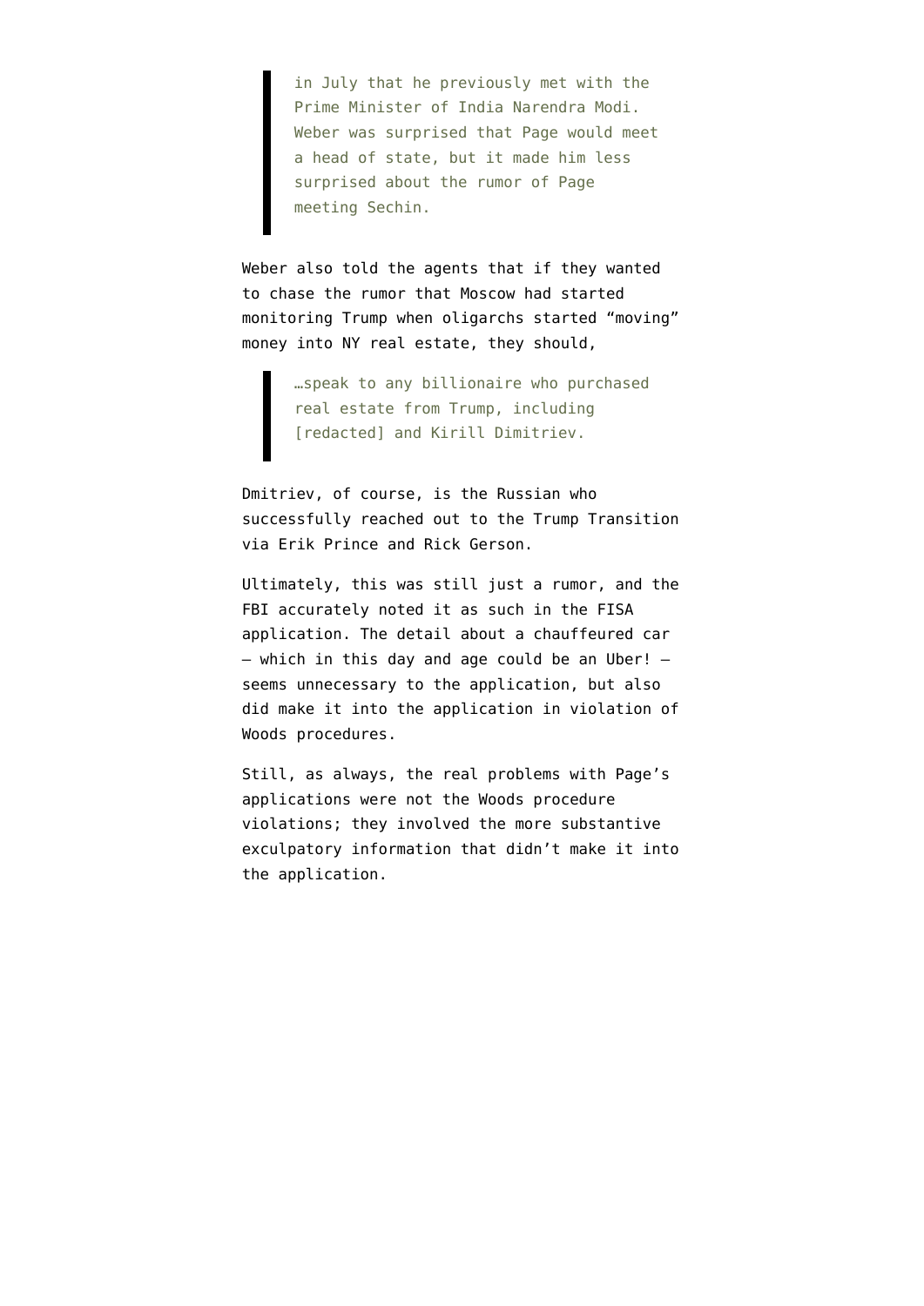> in July that he previously met with the Prime Minister of India Narendra Modi. Weber was surprised that Page would meet a head of state, but it made him less surprised about the rumor of Page meeting Sechin.

Weber also told the agents that if they wanted to chase the rumor that Moscow had started monitoring Trump when oligarchs started "moving" money into NY real estate, they should,

> …speak to any billionaire who purchased real estate from Trump, including [redacted] and Kirill Dimitriev.

Dmitriev, of course, is the Russian who successfully reached out to the Trump Transition via Erik Prince and Rick Gerson.

Ultimately, this was still just a rumor, and the FBI accurately noted it as such in the FISA application. The detail about a chauffeured car — which in this day and age could be an Uber! — seems unnecessary to the application, but also did make it into the application in violation of Woods procedures.

Still, as always, the real problems with Page's applications were not the Woods procedure violations; they involved the more substantive exculpatory information that didn't make it into the application.